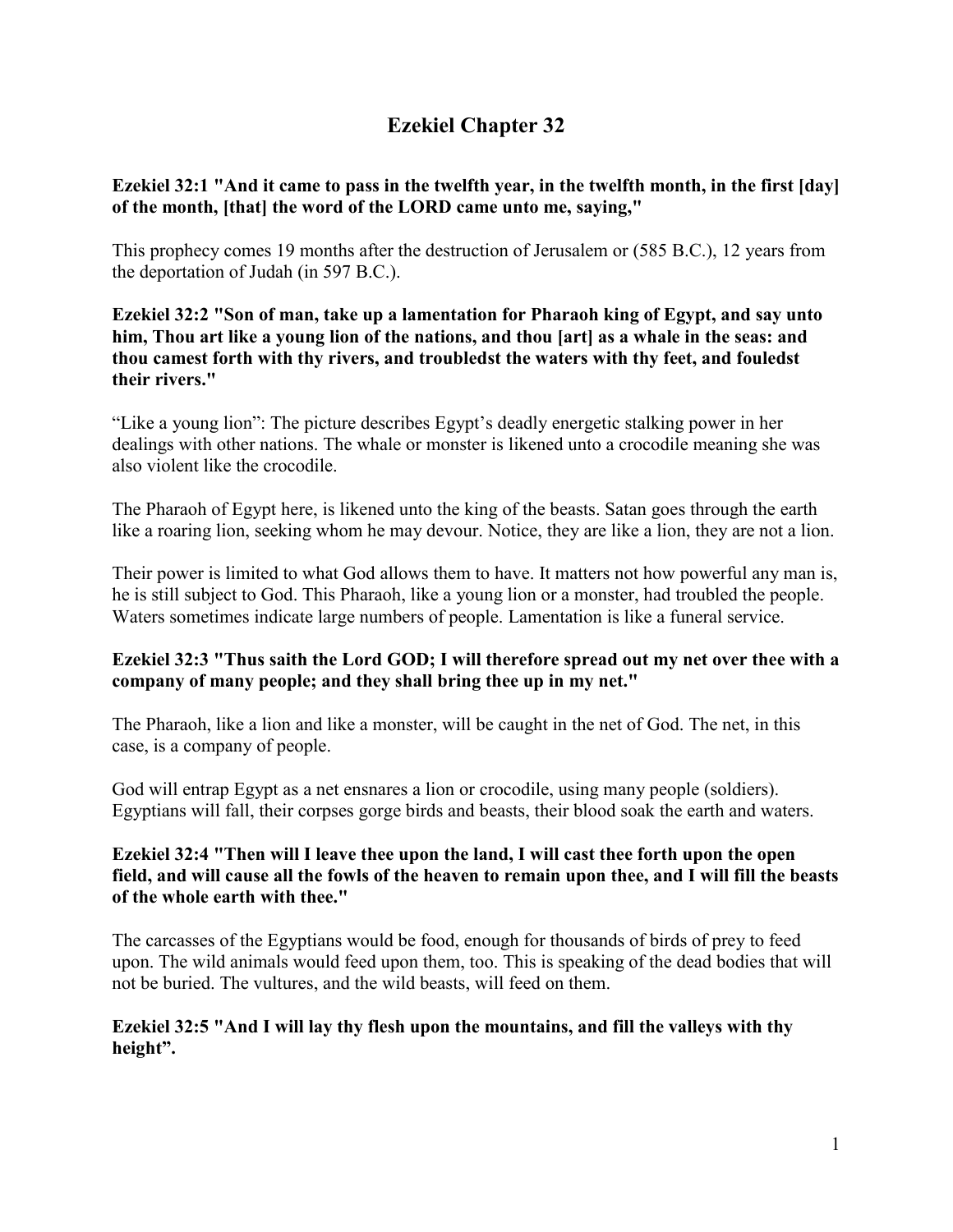# Ezekiel Chapter 32

**Ezekiel 32:1 "And it came to pass in the twelfth year, in the twelfth month, in the first [day] of the month, [that] the word of the LORD came unto me, saying,"**

This prophecy comes 19 months after the destruction of Jerusalem or (585 B.C.), 12 years from the deportation of Judah (in 597 B.C.).

**Ezekiel 32:2 "Son of man, take up a lamentation for Pharaoh king of Egypt, and say unto him, Thou art like a young lion of the nations, and thou [art] as a whale in the seas: and thou camest forth with thy rivers, and troubledst the waters with thy feet, and fouledst their rivers."**

"Like a young lion": The picture describes Egypt's deadly energetic stalking power in her dealings with other nations. The whale or monster is likened unto a crocodile meaning she was also violent like the crocodile.

The Pharaoh of Egypt here, is likened unto the king of the beasts. Satan goes through the earth like a roaring lion, seeking whom he may devour. Notice, they are like a lion, they are not a lion.

Their power is limited to what God allows them to have. It matters not how powerful any man is, he is still subject to God. This Pharaoh, like a young lion or a monster, had troubled the people. Waters sometimes indicate large numbers of people. Lamentation is like a funeral service.

**Ezekiel 32:3 "Thus saith the Lord GOD; I will therefore spread out my net over thee with a company of many people; and they shall bring thee up in my net."**

The Pharaoh, like a lion and like a monster, will be caught in the net of God. The net, in this case, is a company of people.

God will entrap Egypt as a net ensnares a lion or crocodile, using many people (soldiers). Egyptians will fall, their corpses gorge birds and beasts, their blood soak the earth and waters.

**Ezekiel 32:4 "Then will I leave thee upon the land, I will cast thee forth upon the open field, and will cause all the fowls of the heaven to remain upon thee, and I will fill the beasts of the whole earth with thee."**

The carcasses of the Egyptians would be food, enough for thousands of birds of prey to feed upon. The wild animals would feed upon them, too. This is speaking of the dead bodies that will not be buried. The vultures, and the wild beasts, will feed on them.

**Ezekiel 32:5 "And I will lay thy flesh upon the mountains, and fill the valleys with thy height".**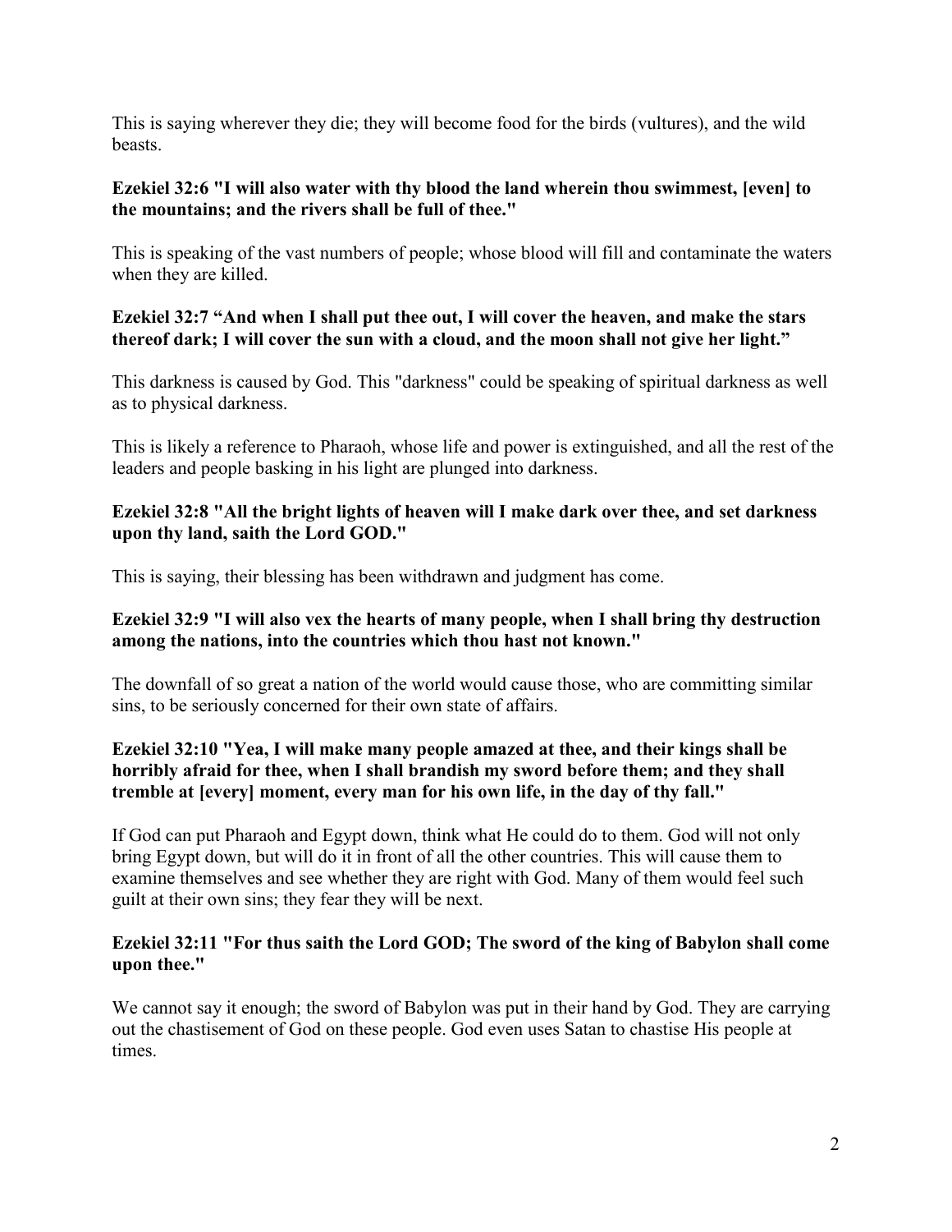This is saying wherever they die; they will become food for the birds (vultures), and the wild beasts.

**Ezekiel 32:6 "I will also water with thy blood the land wherein thou swimmest, [even] to the mountains; and the rivers shall be full of thee."**

This is speaking of the vast numbers of people; whose blood will fill and contaminate the waters when they are killed.

**Ezekiel 32:7 "And when I shall put thee out, I will cover the heaven, and make the stars thereof dark; I will cover the sun with a cloud, and the moon shall not give her light."**

This darkness is caused by God. This "darkness" could be speaking of spiritual darkness as well as to physical darkness.

This is likely a reference to Pharaoh, whose life and power is extinguished, and all the rest of the leaders and people basking in his light are plunged into darkness.

**Ezekiel 32:8 "All the bright lights of heaven will I make dark over thee, and set darkness upon thy land, saith the Lord GOD."**

This is saying, their blessing has been withdrawn and judgment has come.

**Ezekiel 32:9 "I will also vex the hearts of many people, when I shall bring thy destruction among the nations, into the countries which thou hast not known."**

The downfall of so great a nation of the world would cause those, who are committing similar sins, to be seriously concerned for their own state of affairs.

**Ezekiel 32:10 "Yea, I will make many people amazed at thee, and their kings shall be horribly afraid for thee, when I shall brandish my sword before them; and they shall tremble at [every] moment, every man for his own life, in the day of thy fall."**

If God can put Pharaoh and Egypt down, think what He could do to them. God will not only bring Egypt down, but will do it in front of all the other countries. This will cause them to examine themselves and see whether they are right with God. Many of them would feel such guilt at their own sins; they fear they will be next.

**Ezekiel 32:11 "For thus saith the Lord GOD; The sword of the king of Babylon shall come upon thee."**

We cannot say it enough; the sword of Babylon was put in their hand by God. They are carrying out the chastisement of God on these people. God even uses Satan to chastise His people at times.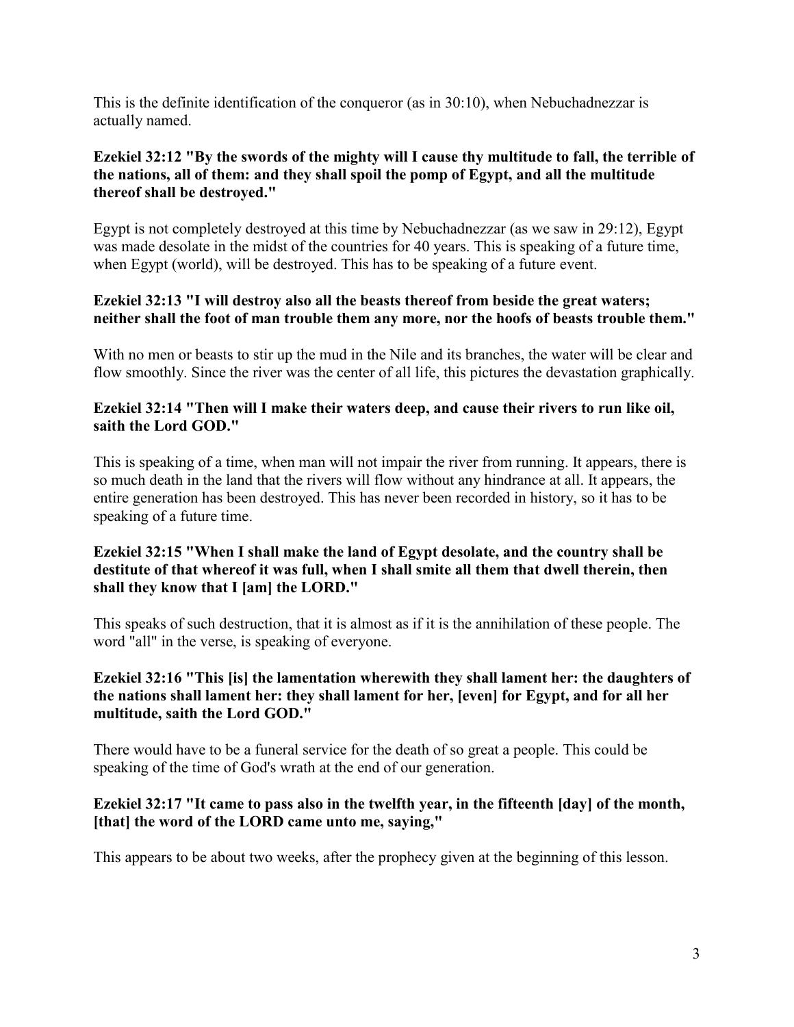This is the definite identification of the conqueror (as in 30:10), when Nebuchadnezzar is actually named.

**Ezekiel 32:12 "By the swords of the mighty will I cause thy multitude to fall, the terrible of the nations, all of them: and they shall spoil the pomp of Egypt, and all the multitude thereof shall be destroyed."**

Egypt is not completely destroyed at this time by Nebuchadnezzar (as we saw in 29:12), Egypt was made desolate in the midst of the countries for 40 years. This is speaking of a future time, when Egypt (world), will be destroyed. This has to be speaking of a future event.

**Ezekiel 32:13 "I will destroy also all the beasts thereof from beside the great waters; neither shall the foot of man trouble them any more, nor the hoofs of beasts trouble them."**

With no men or beasts to stir up the mud in the Nile and its branches, the water will be clear and flow smoothly. Since the river was the center of all life, this pictures the devastation graphically.

**Ezekiel 32:14 "Then will I make their waters deep, and cause their rivers to run like oil, saith the Lord GOD."**

This is speaking of a time, when man will not impair the river from running. It appears, there is so much death in the land that the rivers will flow without any hindrance at all. It appears, the entire generation has been destroyed. This has never been recorded in history, so it has to be speaking of a future time.

**Ezekiel 32:15 "When I shall make the land of Egypt desolate, and the country shall be destitute of that whereof it was full, when I shall smite all them that dwell therein, then shall they know that I [am] the LORD."**

This speaks of such destruction, that it is almost as if it is the annihilation of these people. The word "all" in the verse, is speaking of everyone.

**Ezekiel 32:16 "This [is] the lamentation wherewith they shall lament her: the daughters of the nations shall lament her: they shall lament for her, [even] for Egypt, and for all her multitude, saith the Lord GOD."**

There would have to be a funeral service for the death of so great a people. This could be speaking of the time of God's wrath at the end of our generation.

**Ezekiel 32:17 "It came to pass also in the twelfth year, in the fifteenth [day] of the month, [that] the word of the LORD came unto me, saying,"**

This appears to be about two weeks, after the prophecy given at the beginning of this lesson.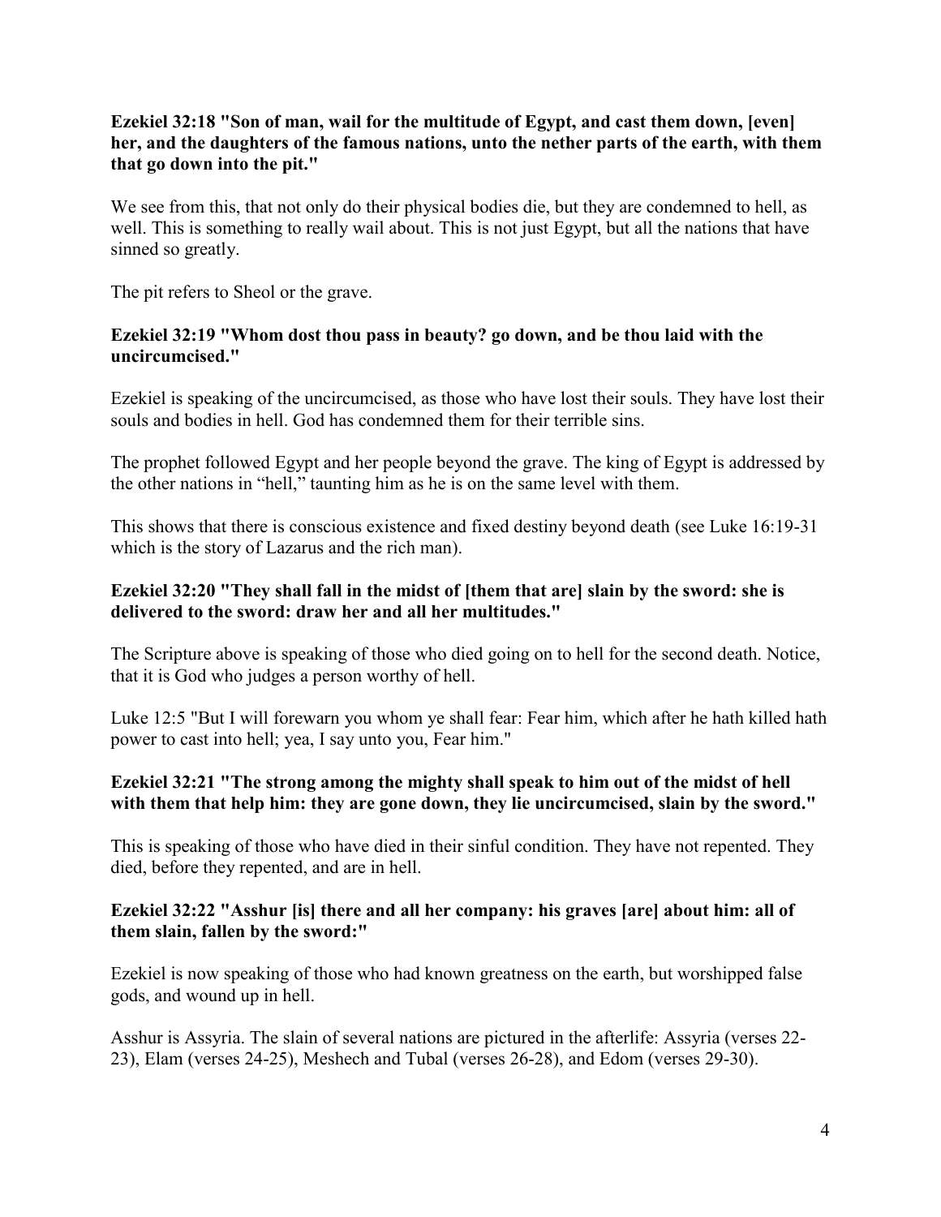**Ezekiel 32:18 "Son of man, wail for the multitude of Egypt, and cast them down, [even] her, and the daughters of the famous nations, unto the nether parts of the earth, with them that go down into the pit."**

We see from this, that not only do their physical bodies die, but they are condemned to hell, as well. This is something to really wail about. This is not just Egypt, but all the nations that have sinned so greatly.

The pit refers to Sheol or the grave.

**Ezekiel 32:19 "Whom dost thou pass in beauty? go down, and be thou laid with the uncircumcised."**

Ezekiel is speaking of the uncircumcised, as those who have lost their souls. They have lost their souls and bodies in hell. God has condemned them for their terrible sins.

The prophet followed Egypt and her people beyond the grave. The king of Egypt is addressed by the other nations in "hell," taunting him as he is on the same level with them.

This shows that there is conscious existence and fixed destiny beyond death (see Luke 16:19-31 which is the story of Lazarus and the rich man).

**Ezekiel 32:20 "They shall fall in the midst of [them that are] slain by the sword: she is delivered to the sword: draw her and all her multitudes."**

The Scripture above is speaking of those who died going on to hell for the second death. Notice, that it is God who judges a person worthy of hell.

Luke 12:5 "But I will forewarn you whom ye shall fear: Fear him, which after he hath killed hath power to cast into hell; yea, I say unto you, Fear him."

**Ezekiel 32:21 "The strong among the mighty shall speak to him out of the midst of hell with them that help him: they are gone down, they lie uncircumcised, slain by the sword."**

This is speaking of those who have died in their sinful condition. They have not repented. They died, before they repented, and are in hell.

**Ezekiel 32:22 "Asshur [is] there and all her company: his graves [are] about him: all of them slain, fallen by the sword:"**

Ezekiel is now speaking of those who had known greatness on the earth, but worshipped false gods, and wound up in hell.

Asshur is Assyria. The slain of several nations are pictured in the afterlife: Assyria (verses 22-23), Elam (verses 24-25), Meshech and Tubal (verses 26-28), and Edom (verses 29-30).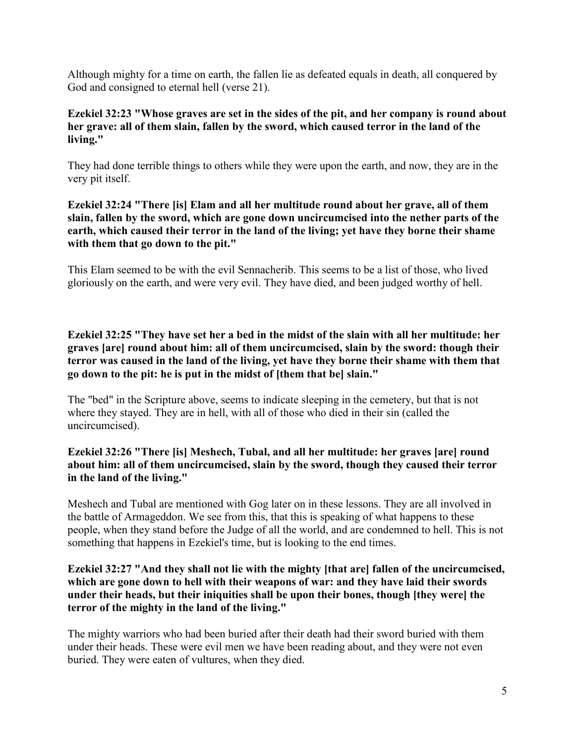Although mighty for a time on earth, the fallen lie as defeated equals in death, all conquered by God and consigned to eternal hell (verse 21).

**Ezekiel 32:23 "Whose graves are set in the sides of the pit, and her company is round about her grave: all of them slain, fallen by the sword, which caused terror in the land of the living."**

They had done terrible things to others while they were upon the earth, and now, they are in the very pit itself.

**Ezekiel 32:24 "There [is] Elam and all her multitude round about her grave, all of them slain, fallen by the sword, which are gone down uncircumcised into the nether parts of the earth, which caused their terror in the land of the living; yet have they borne their shame with them that go down to the pit."**

This Elam seemed to be with the evil Sennacherib. This seems to be a list of those, who lived gloriously on the earth, and were very evil. They have died, and been judged worthy of hell.

**Ezekiel 32:25 "They have set her a bed in the midst of the slain with all her multitude: her graves [are] round about him: all of them uncircumcised, slain by the sword: though their terror was caused in the land of the living, yet have they borne their shame with them that go down to the pit: he is put in the midst of [them that be] slain."**

The "bed" in the Scripture above, seems to indicate sleeping in the cemetery, but that is not where they stayed. They are in hell, with all of those who died in their sin (called the uncircumcised).

**Ezekiel 32:26 "There [is] Meshech, Tubal, and all her multitude: her graves [are] round about him: all of them uncircumcised, slain by the sword, though they caused their terror in the land of the living."**

Meshech and Tubal are mentioned with Gog later on in these lessons. They are all involved in the battle of Armageddon. We see from this, that this is speaking of what happens to these people, when they stand before the Judge of all the world, and are condemned to hell. This is not something that happens in Ezekiel's time, but is looking to the end times.

**Ezekiel 32:27 "And they shall not lie with the mighty [that are] fallen of the uncircumcised, which are gone down to hell with their weapons of war: and they have laid their swords under their heads, but their iniquities shall be upon their bones, though [they were] the terror of the mighty in the land of the living."**

The mighty warriors who had been buried after their death had their sword buried with them under their heads. These were evil men we have been reading about, and they were not even buried. They were eaten of vultures, when they died.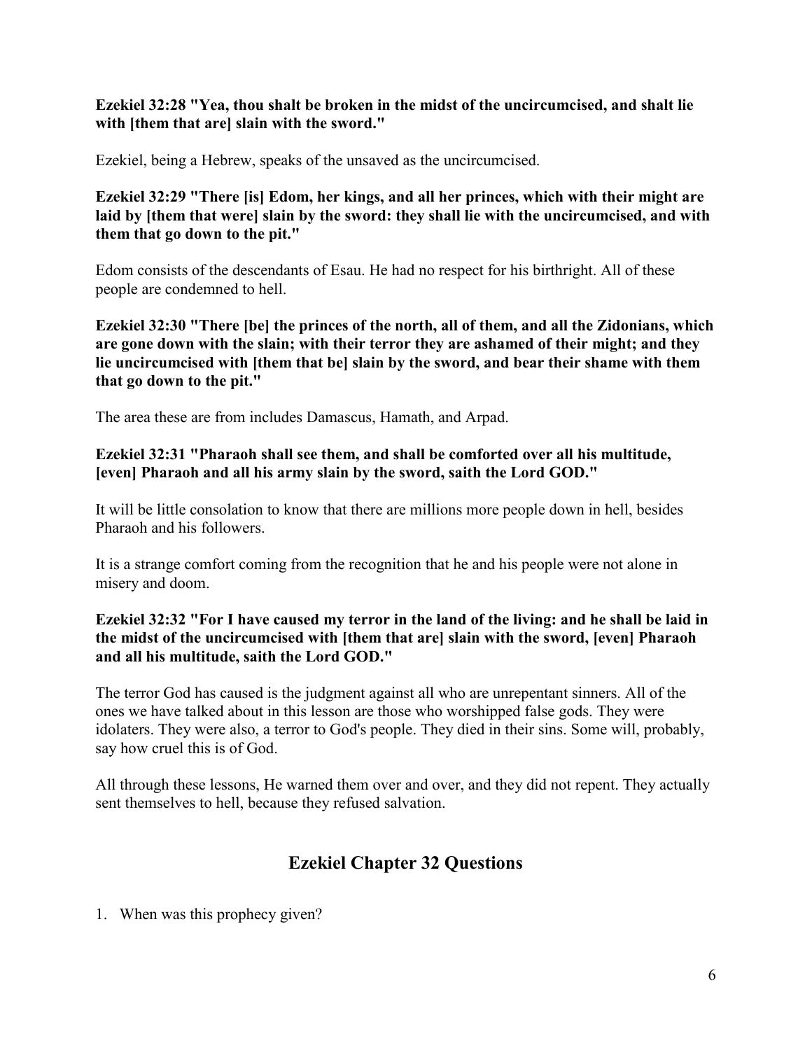**Ezekiel 32:28 "Yea, thou shalt be broken in the midst of the uncircumcised, and shalt lie with [them that are] slain with the sword."**

Ezekiel, being a Hebrew, speaks of the unsaved as the uncircumcised.

**Ezekiel 32:29 "There [is] Edom, her kings, and all her princes, which with their might are laid by [them that were] slain by the sword: they shall lie with the uncircumcised, and with them that go down to the pit."**

Edom consists of the descendants of Esau. He had no respect for his birthright. All of these people are condemned to hell.

**Ezekiel 32:30 "There [be] the princes of the north, all of them, and all the Zidonians, which are gone down with the slain; with their terror they are ashamed of their might; and they lie uncircumcised with [them that be] slain by the sword, and bear their shame with them that go down to the pit."**

The area these are from includes Damascus, Hamath, and Arpad.

**Ezekiel 32:31 "Pharaoh shall see them, and shall be comforted over all his multitude, [even] Pharaoh and all his army slain by the sword, saith the Lord GOD."**

It will be little consolation to know that there are millions more people down in hell, besides Pharaoh and his followers.

It is a strange comfort coming from the recognition that he and his people were not alone in misery and doom.

**Ezekiel 32:32 "For I have caused my terror in the land of the living: and he shall be laid in the midst of the uncircumcised with [them that are] slain with the sword, [even] Pharaoh and all his multitude, saith the Lord GOD."**

The terror God has caused is the judgment against all who are unrepentant sinners. All of the ones we have talked about in this lesson are those who worshipped false gods. They were idolaters. They were also, a terror to God's people. They died in their sins. Some will, probably, say how cruel this is of God.

All through these lessons, He warned them over and over, and they did not repent. They actually sent themselves to hell, because they refused salvation.

## Ezekiel Chapter 32 Questions

1. When was this prophecy given?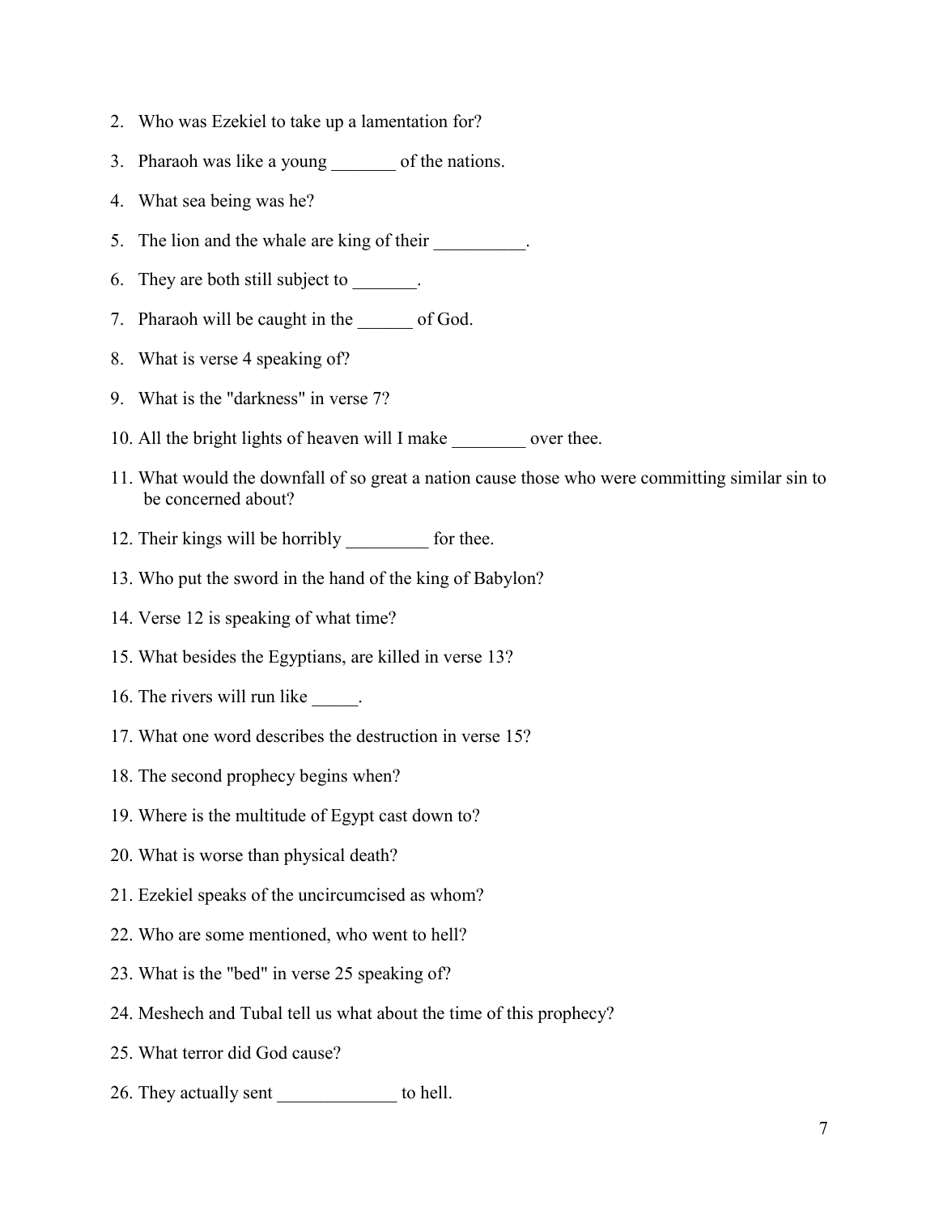2. Who was Ezekiel to take up a lamentation for?

3. Pharaoh was like a young _______ of the nations.

4. What sea being was he?

5. The lion and the whale are king of their __________.

6. They are both still subject to _______.

7. Pharaoh will be caught in the ______ of God.

8. What is verse 4 speaking of?

9. What is the "darkness" in verse 7?

10. All the bright lights of heaven will I make ________ over thee.

11. What would the downfall of so great a nation cause those who were committing similar sin to be concerned about?

12. Their kings will be horribly _________ for thee.

13. Who put the sword in the hand of the king of Babylon?

14. Verse 12 is speaking of what time?

15. What besides the Egyptians, are killed in verse 13?

16. The rivers will run like _____.

17. What one word describes the destruction in verse 15?

18. The second prophecy begins when?

19. Where is the multitude of Egypt cast down to?

20. What is worse than physical death?

21. Ezekiel speaks of the uncircumcised as whom?

22. Who are some mentioned, who went to hell?

23. What is the "bed" in verse 25 speaking of?

24. Meshech and Tubal tell us what about the time of this prophecy?

25. What terror did God cause?

26. They actually sent _____________ to hell.